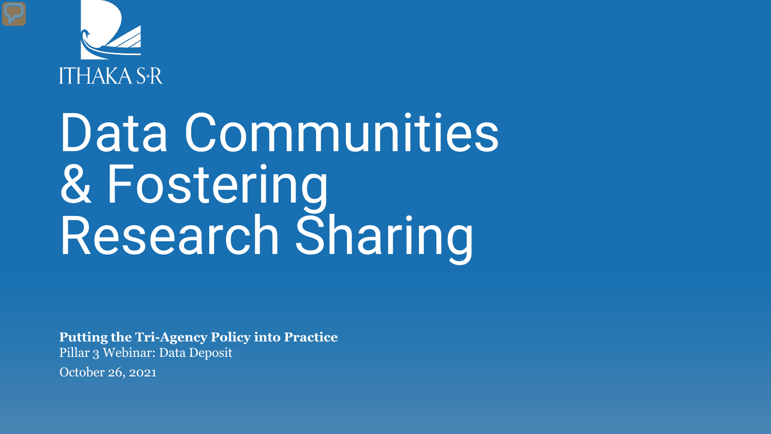ITHAKA S+R

# Data Communities & Fostering Research Sharing

**Putting the Tri-Agency Policy into Practice**

Pillar 3 Webinar: Data Deposit

October 26, 2021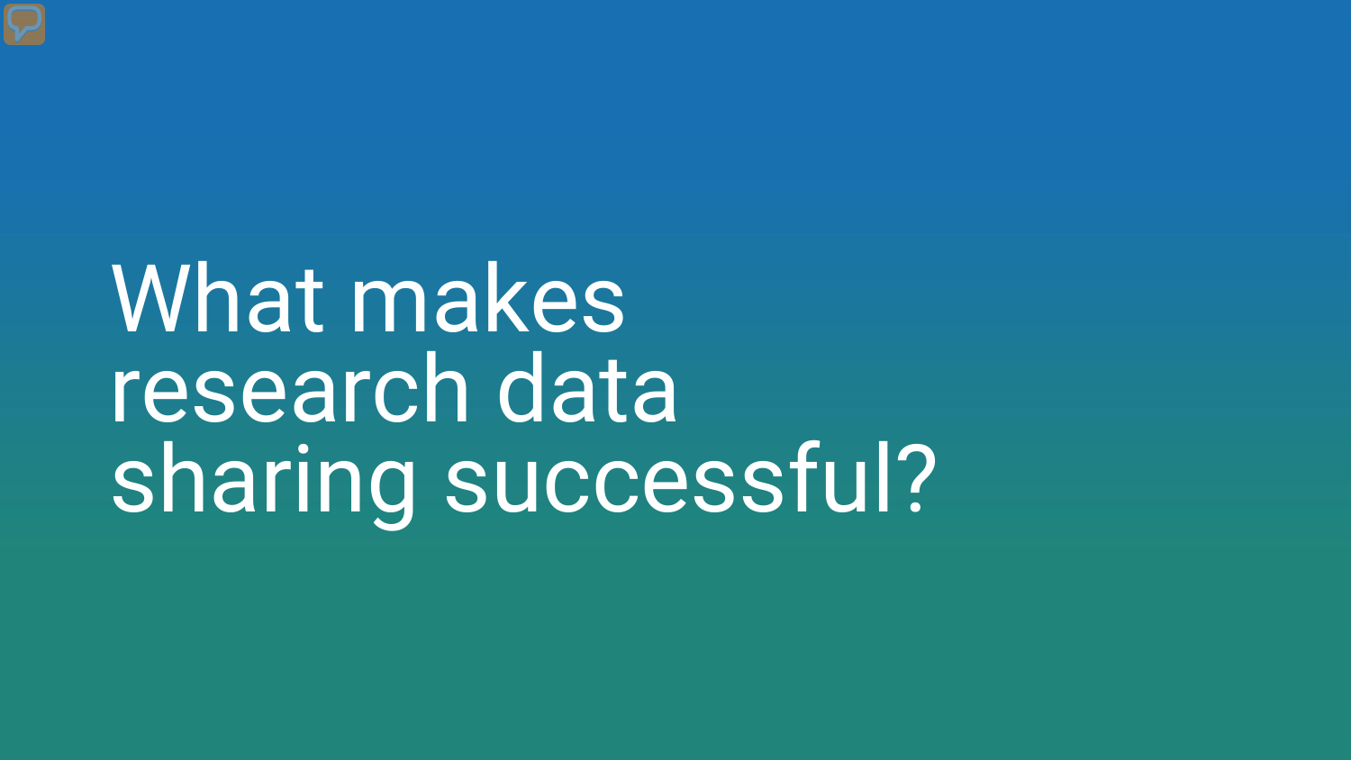# What makes research data sharing successful?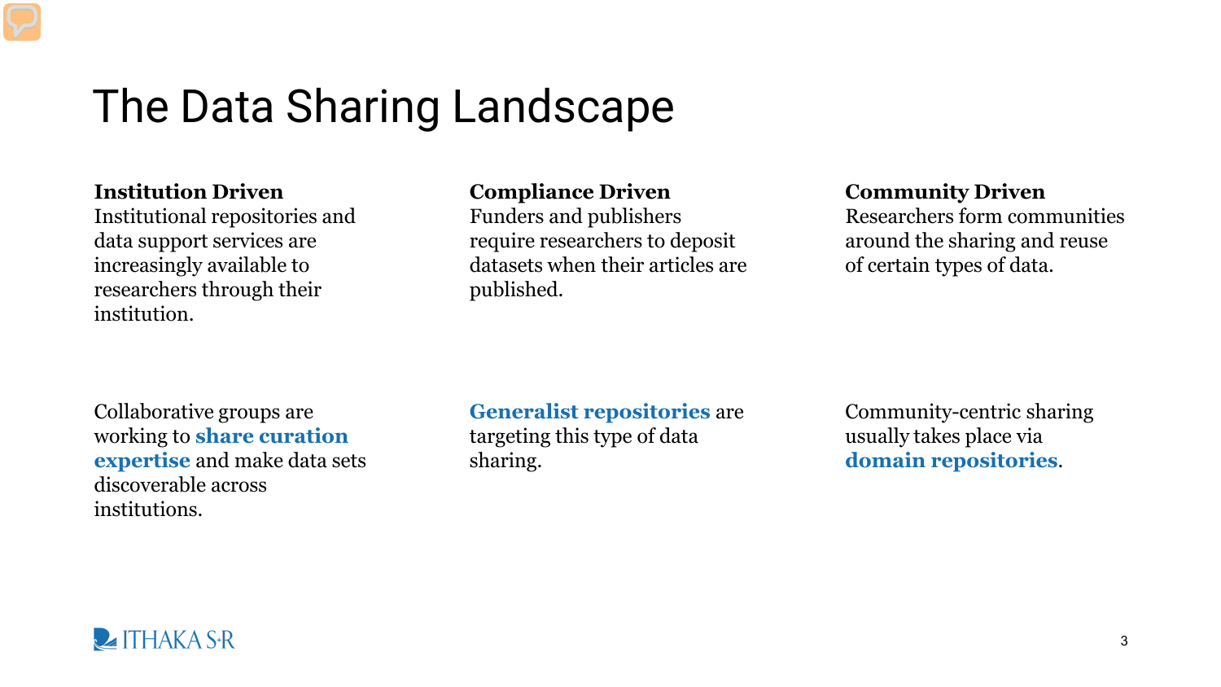# The Data Sharing Landscape

**Institution Driven**
Institutional repositories and data support services are increasingly available to researchers through their institution.

Collaborative groups are working to **share curation expertise** and make data sets discoverable across institutions.

**Compliance Driven**
Funders and publishers require researchers to deposit datasets when their articles are published.

**Generalist repositories** are targeting this type of data sharing.

**Community Driven**
Researchers form communities around the sharing and reuse of certain types of data.

Community-centric sharing usually takes place via **domain repositories**.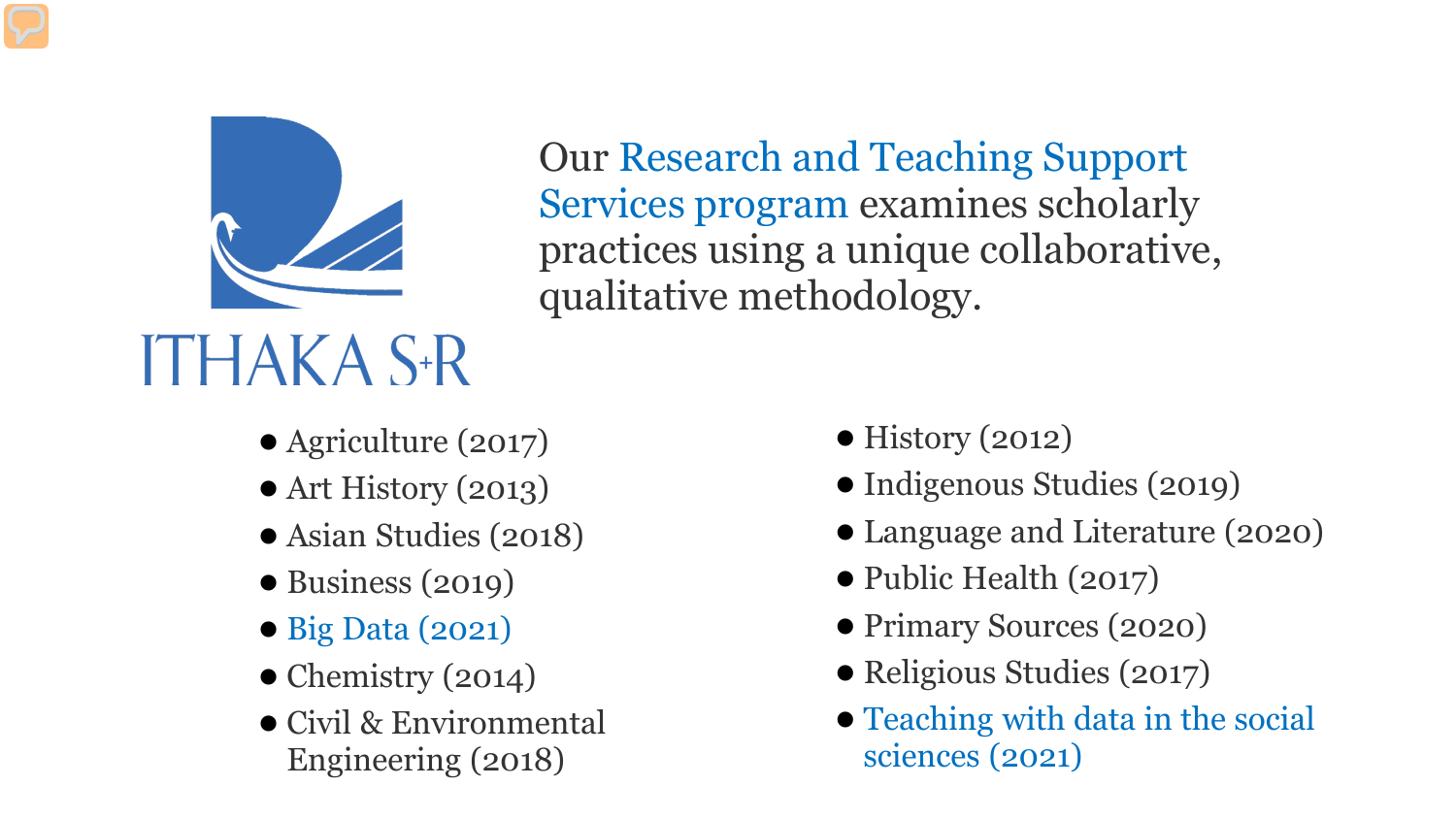ITHAKA S+R

Our Research and Teaching Support Services program examines scholarly practices using a unique collaborative, qualitative methodology.

- Agriculture (2017)
- Art History (2013)
- Asian Studies (2018)
- Business (2019)
- Big Data (2021)
- Chemistry (2014)
- Civil & Environmental Engineering (2018)
- History (2012)
- Indigenous Studies (2019)
- Language and Literature (2020)
- Public Health (2017)
- Primary Sources (2020)
- Religious Studies (2017)
- Teaching with data in the social sciences (2021)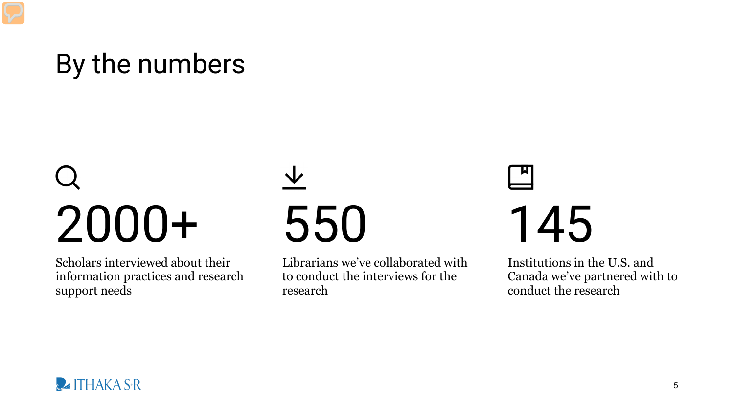# By the numbers

**2000+**

Scholars interviewed about their information practices and research support needs

**550**

Librarians we've collaborated with to conduct the interviews for the research

**145**

Institutions in the U.S. and Canada we've partnered with to conduct the research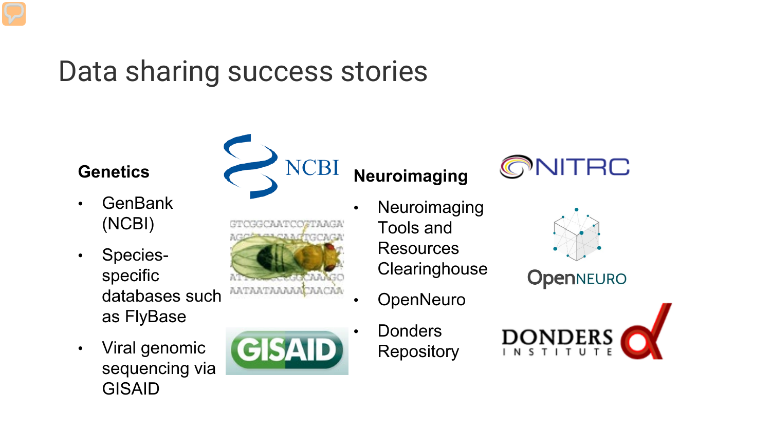# Data sharing success stories

**Genetics**

- GenBank (NCBI)
- Species-specific databases such as FlyBase
- Viral genomic sequencing via GISAID

**Neuroimaging**

- Neuroimaging Tools and Resources Clearinghouse
- OpenNeuro
- Donders Repository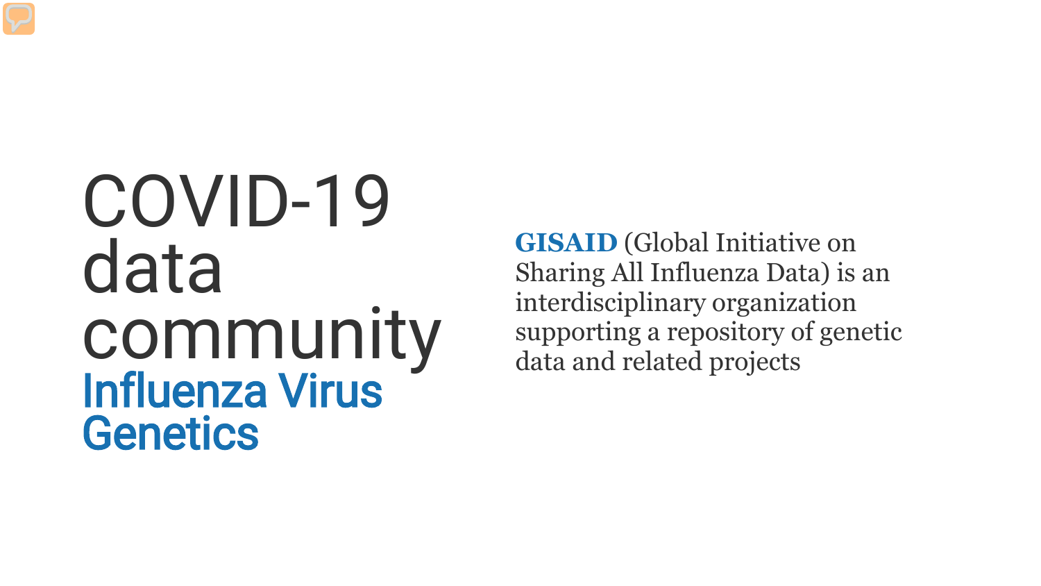# COVID-19 data community

## Influenza Virus Genetics

**GISAID** (Global Initiative on Sharing All Influenza Data) is an interdisciplinary organization supporting a repository of genetic data and related projects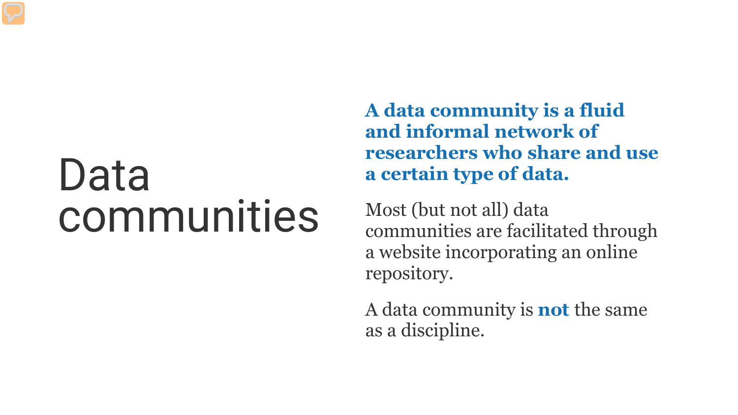# Data communities

**A data community is a fluid and informal network of researchers who share and use a certain type of data.**

Most (but not all) data communities are facilitated through a website incorporating an online repository.

A data community is **not** the same as a discipline.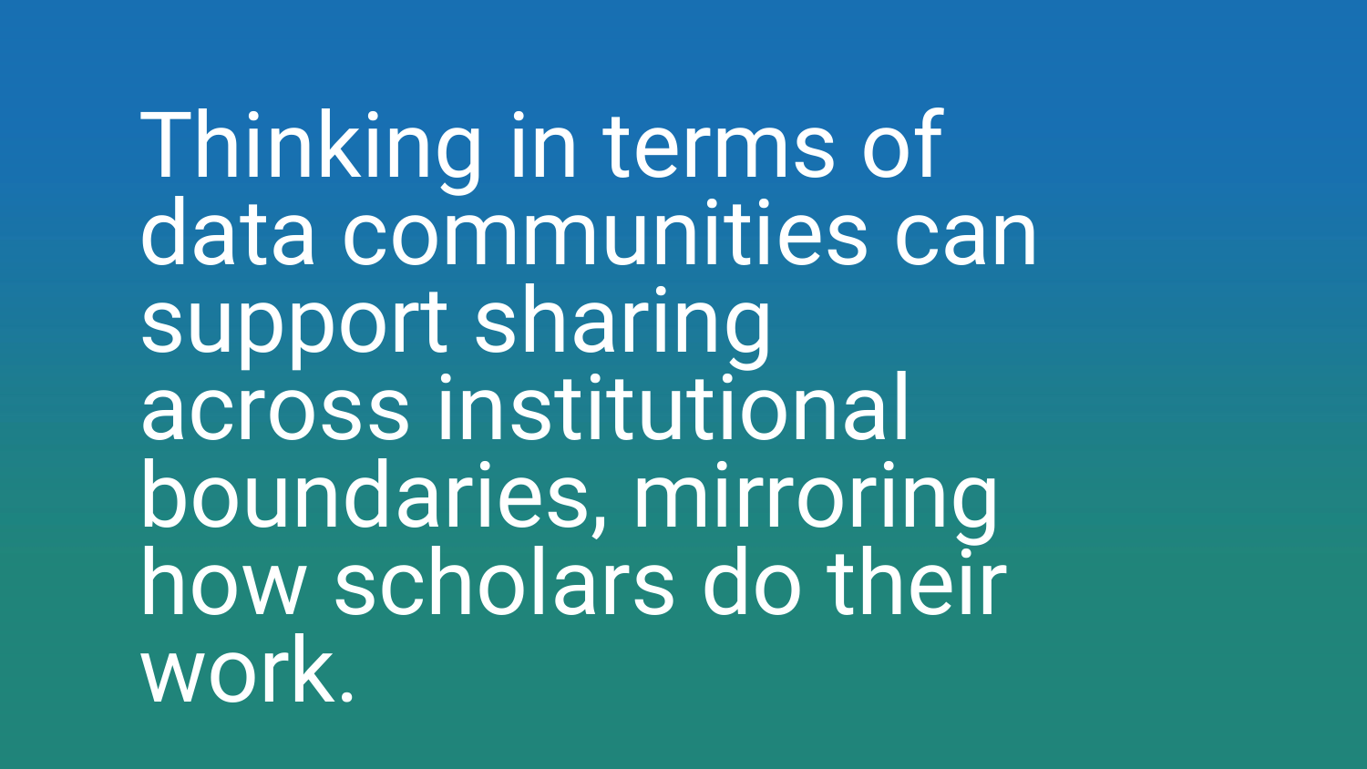Thinking in terms of data communities can support sharing across institutional boundaries, mirroring how scholars do their work.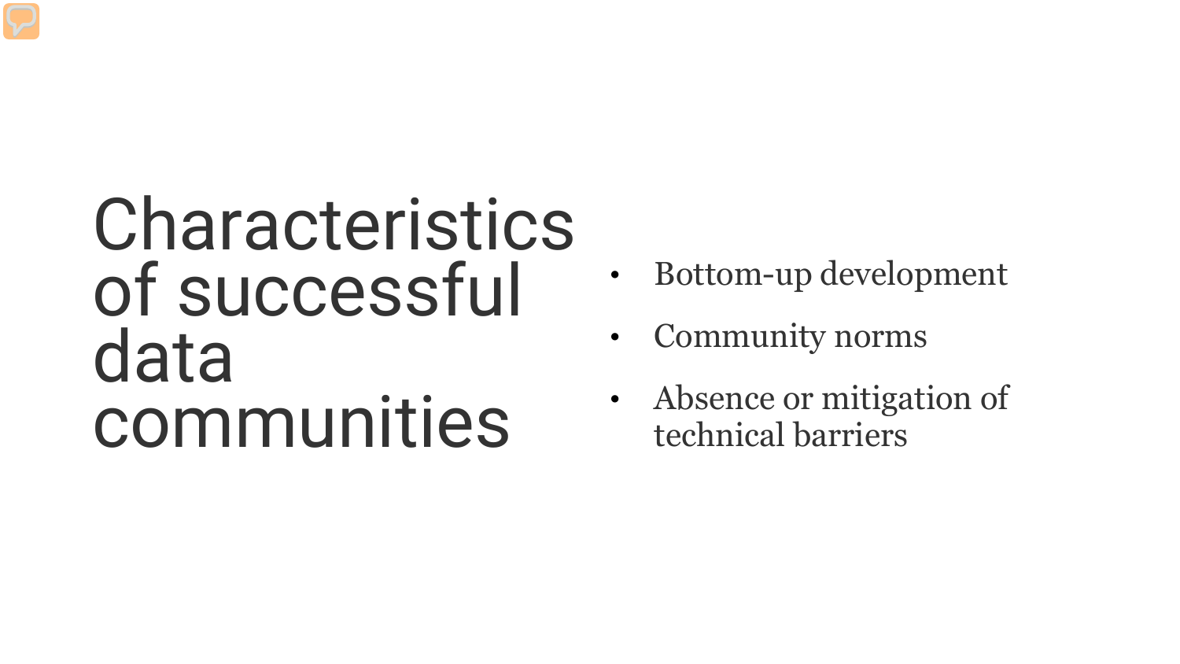# Characteristics of successful data communities

- Bottom-up development
- Community norms
- Absence or mitigation of technical barriers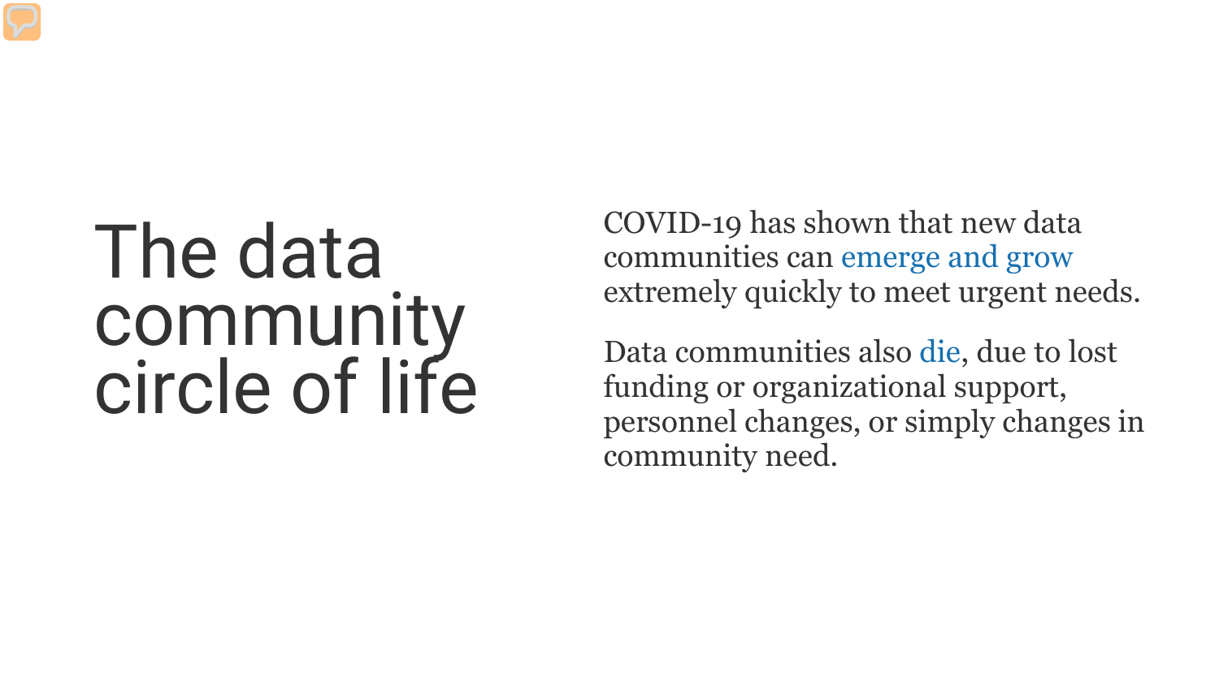# The data community circle of life

COVID-19 has shown that new data communities can emerge and grow extremely quickly to meet urgent needs.

Data communities also die, due to lost funding or organizational support, personnel changes, or simply changes in community need.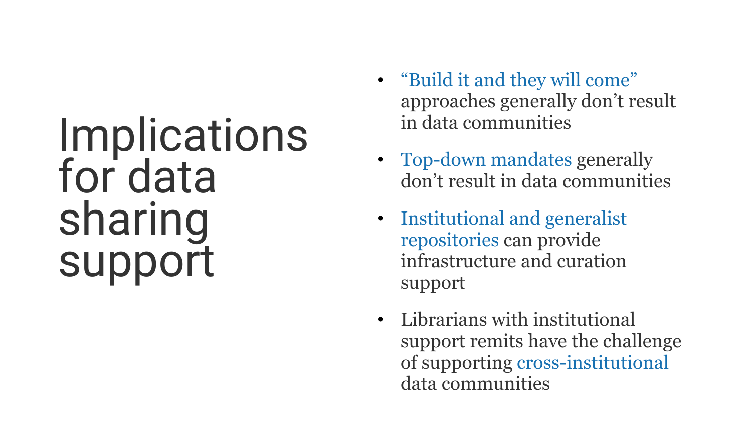# Implications for data sharing support

- "Build it and they will come" approaches generally don't result in data communities
- Top-down mandates generally don't result in data communities
- Institutional and generalist repositories can provide infrastructure and curation support
- Librarians with institutional support remits have the challenge of supporting cross-institutional data communities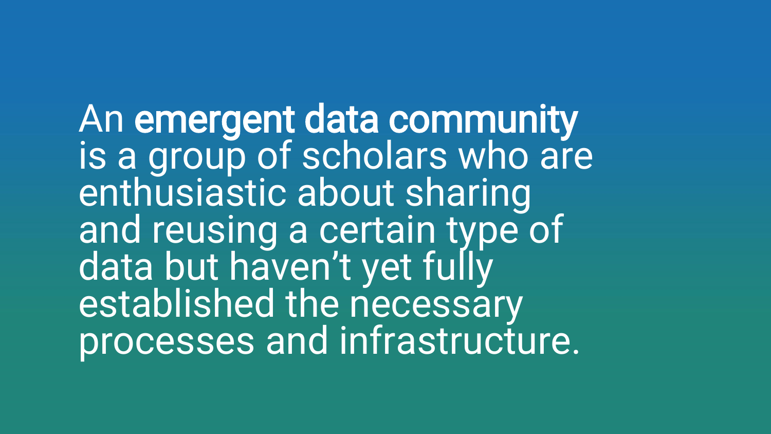An **emergent data community** is a group of scholars who are enthusiastic about sharing and reusing a certain type of data but haven't yet fully established the necessary processes and infrastructure.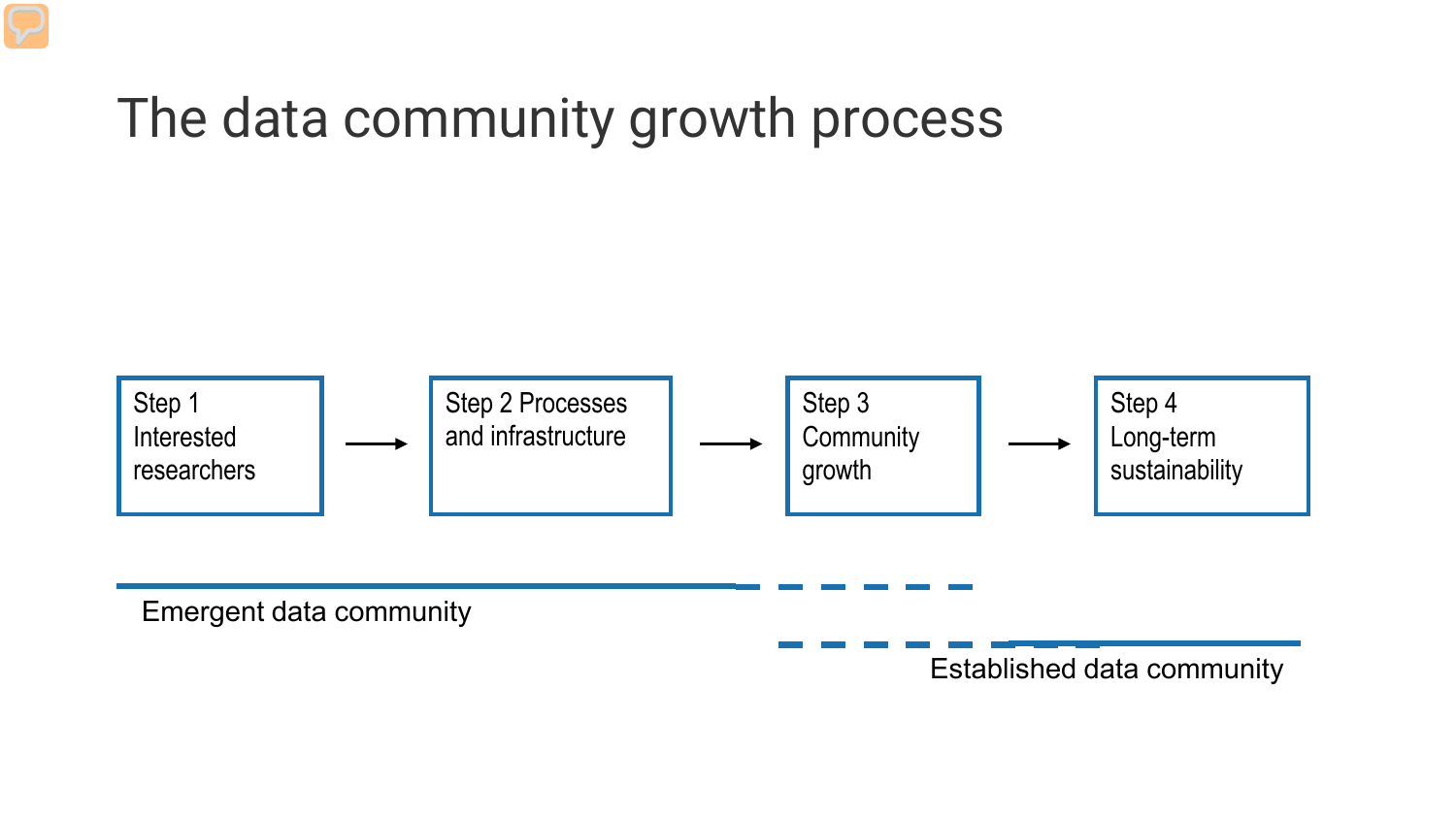# The data community growth process

Step 1 Interested researchers → Step 2 Processes and infrastructure → Step 3 Community growth → Step 4 Long-term sustainability

Emergent data community

Established data community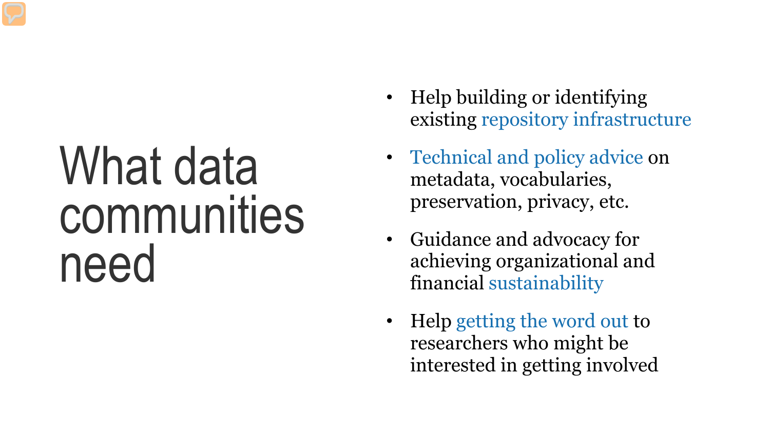# What data communities need

- Help building or identifying existing repository infrastructure
- Technical and policy advice on metadata, vocabularies, preservation, privacy, etc.
- Guidance and advocacy for achieving organizational and financial sustainability
- Help getting the word out to researchers who might be interested in getting involved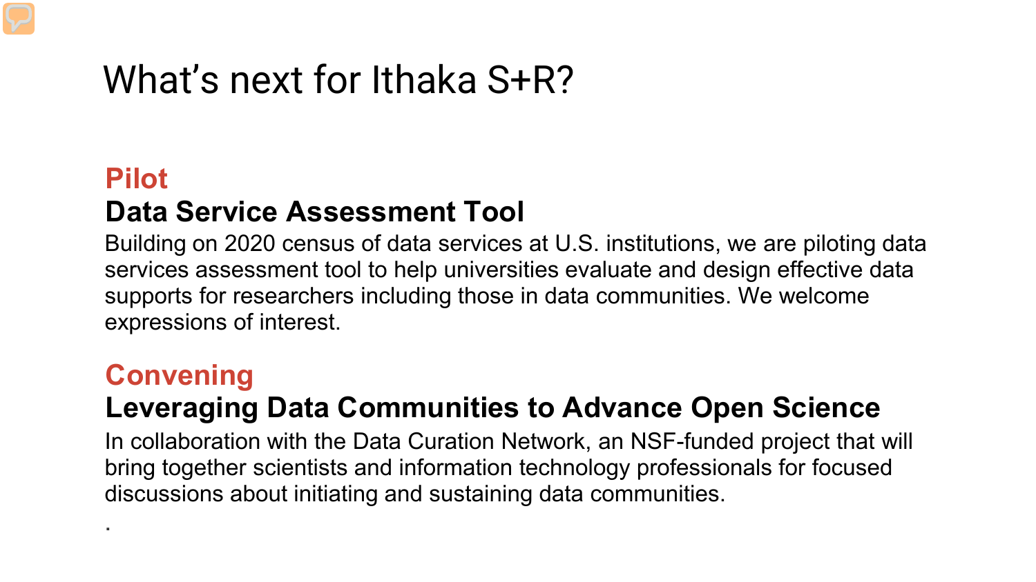# What's next for Ithaka S+R?

## Pilot

### Data Service Assessment Tool

Building on 2020 census of data services at U.S. institutions, we are piloting data services assessment tool to help universities evaluate and design effective data supports for researchers including those in data communities. We welcome expressions of interest.

## Convening

### Leveraging Data Communities to Advance Open Science

In collaboration with the Data Curation Network, an NSF-funded project that will bring together scientists and information technology professionals for focused discussions about initiating and sustaining data communities.

.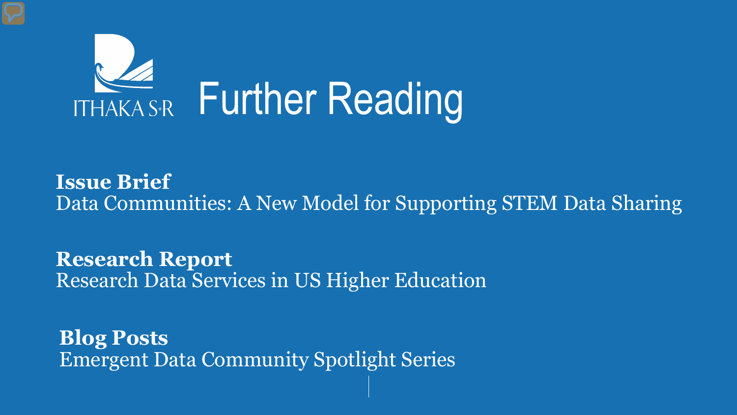# Further Reading

**Issue Brief**
Data Communities: A New Model for Supporting STEM Data Sharing

**Research Report**
Research Data Services in US Higher Education

**Blog Posts**
Emergent Data Community Spotlight Series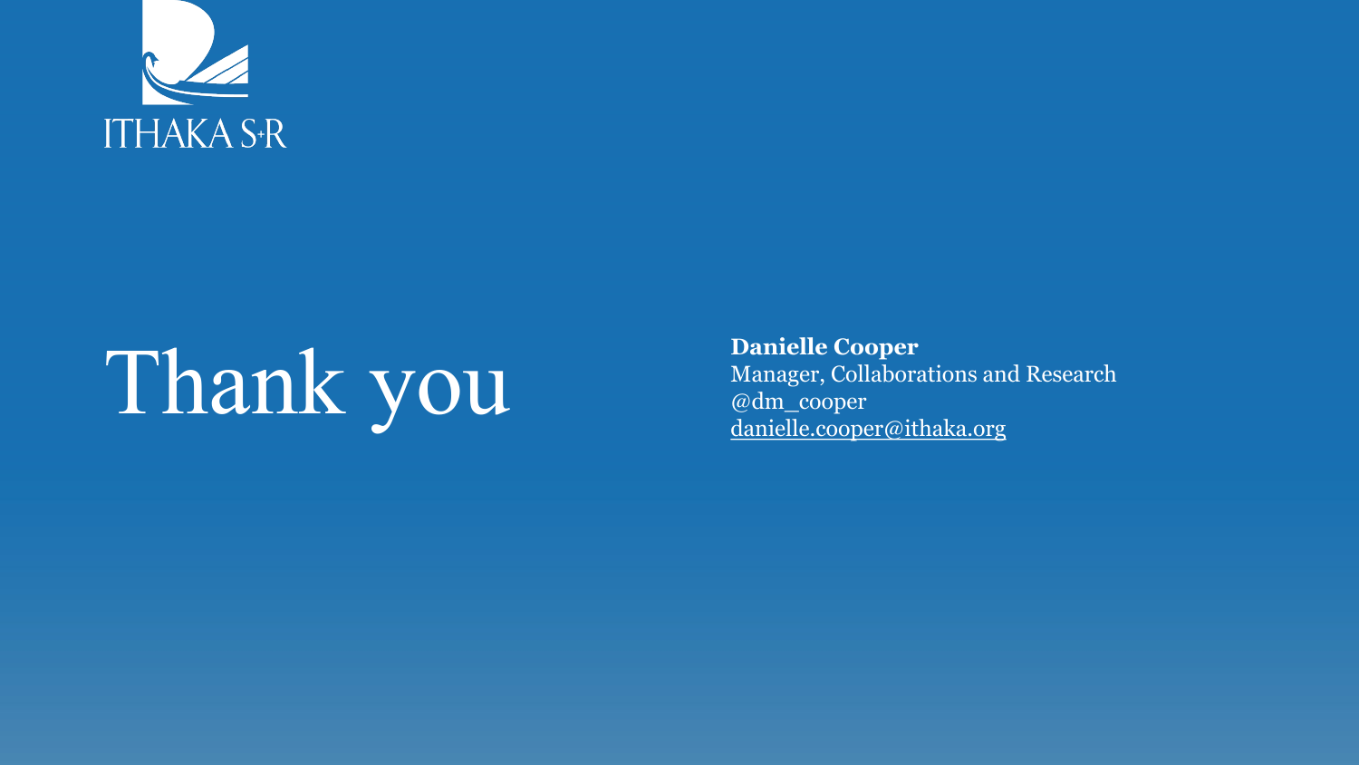ITHAKA S+R

# Thank you

**Danielle Cooper**
Manager, Collaborations and Research
@dm_cooper
danielle.cooper@ithaka.org